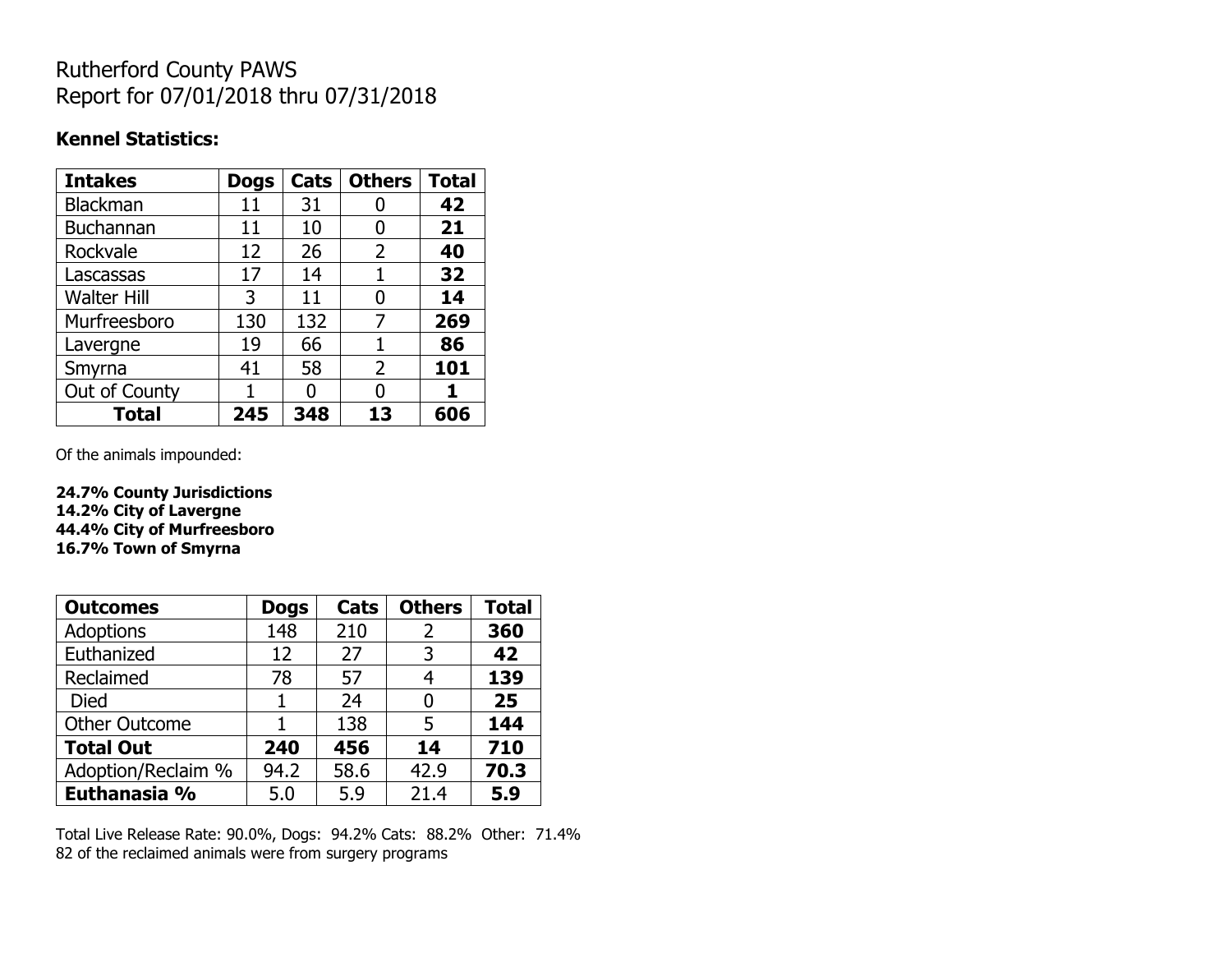# Rutherford County PAWS
# Report for 07/01/2018 thru 07/31/2018

**Kennel Statistics:**

| Intakes | Dogs | Cats | Others | Total |
|---|---|---|---|---|
| Blackman | 11 | 31 | 0 | **42** |
| Buchannan | 11 | 10 | 0 | **21** |
| Rockvale | 12 | 26 | 2 | **40** |
| Lascassas | 17 | 14 | 1 | **32** |
| Walter Hill | 3 | 11 | 0 | **14** |
| Murfreesboro | 130 | 132 | 7 | **269** |
| Lavergne | 19 | 66 | 1 | **86** |
| Smyrna | 41 | 58 | 2 | **101** |
| Out of County | 1 | 0 | 0 | **1** |
| **Total** | **245** | **348** | **13** | **606** |

Of the animals impounded:

**24.7% County Jurisdictions**
**14.2% City of Lavergne**
**44.4% City of Murfreesboro**
**16.7% Town of Smyrna**

| Outcomes | Dogs | Cats | Others | Total |
|---|---|---|---|---|
| Adoptions | 148 | 210 | 2 | **360** |
| Euthanized | 12 | 27 | 3 | **42** |
| Reclaimed | 78 | 57 | 4 | **139** |
| Died | 1 | 24 | 0 | **25** |
| Other Outcome | 1 | 138 | 5 | **144** |
| **Total Out** | **240** | **456** | **14** | **710** |
| Adoption/Reclaim % | 94.2 | 58.6 | 42.9 | **70.3** |
| **Euthanasia %** | 5.0 | 5.9 | 21.4 | **5.9** |

Total Live Release Rate: 90.0%, Dogs: 94.2% Cats: 88.2% Other: 71.4%
82 of the reclaimed animals were from surgery programs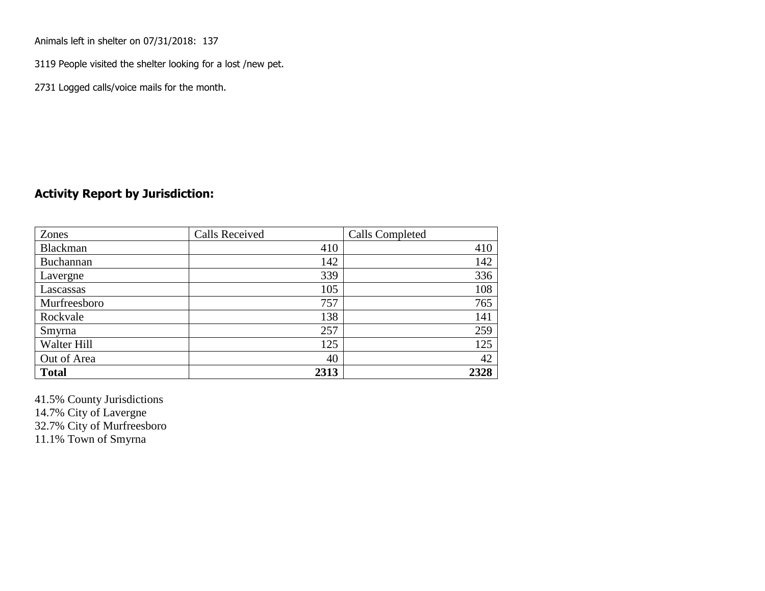Animals left in shelter on 07/31/2018: 137

3119 People visited the shelter looking for a lost /new pet.

2731 Logged calls/voice mails for the month.

## Activity Report by Jurisdiction:

| Zones | Calls Received | Calls Completed |
| --- | --- | --- |
| Blackman | 410 | 410 |
| Buchannan | 142 | 142 |
| Lavergne | 339 | 336 |
| Lascassas | 105 | 108 |
| Murfreesboro | 757 | 765 |
| Rockvale | 138 | 141 |
| Smyrna | 257 | 259 |
| Walter Hill | 125 | 125 |
| Out of Area | 40 | 42 |
| **Total** | **2313** | **2328** |

41.5% County Jurisdictions
14.7% City of Lavergne
32.7% City of Murfreesboro
11.1% Town of Smyrna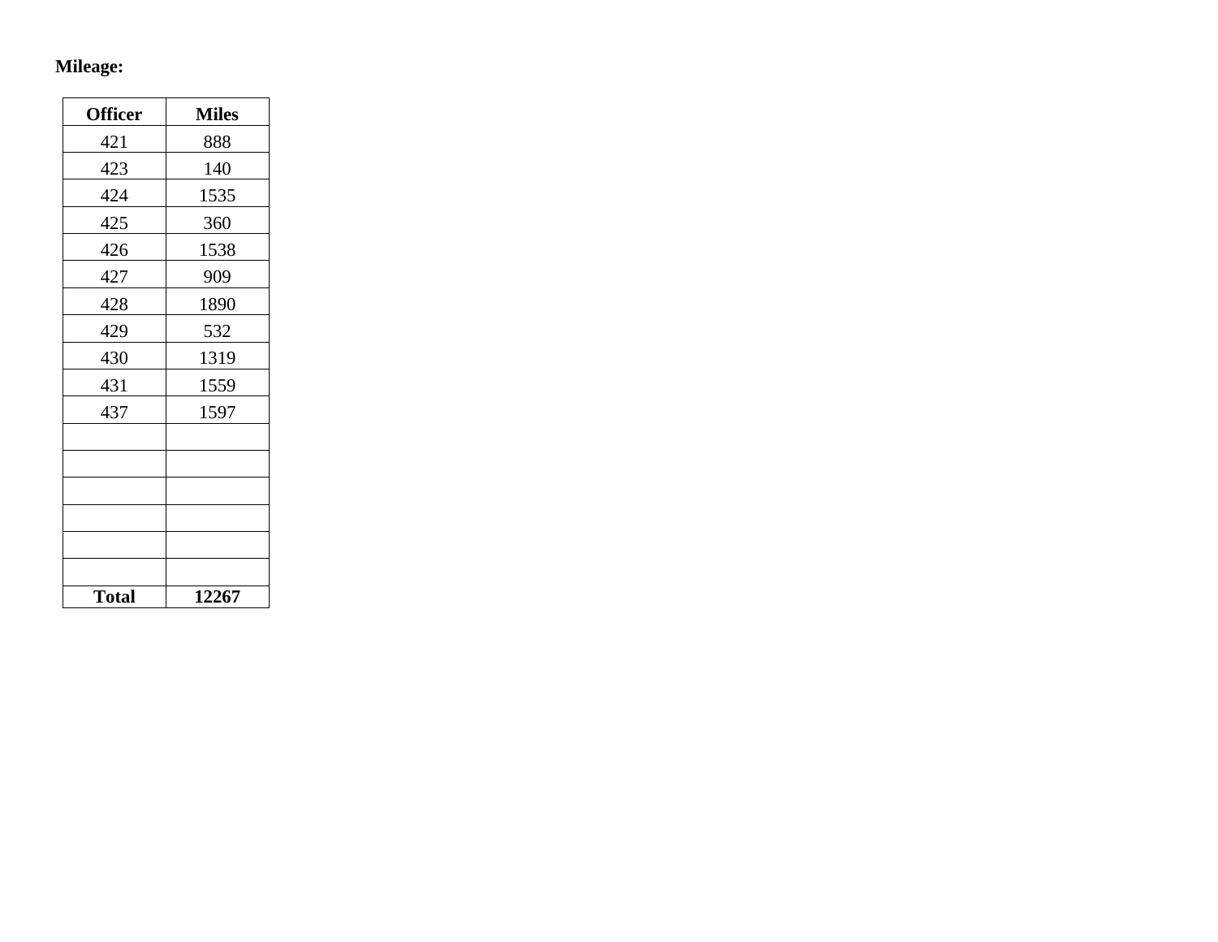**Mileage:**

| Officer | Miles |
|---|---|
| 421 | 888 |
| 423 | 140 |
| 424 | 1535 |
| 425 | 360 |
| 426 | 1538 |
| 427 | 909 |
| 428 | 1890 |
| 429 | 532 |
| 430 | 1319 |
| 431 | 1559 |
| 437 | 1597 |
| | |
| | |
| | |
| | |
| | |
| | |
| **Total** | **12267** |